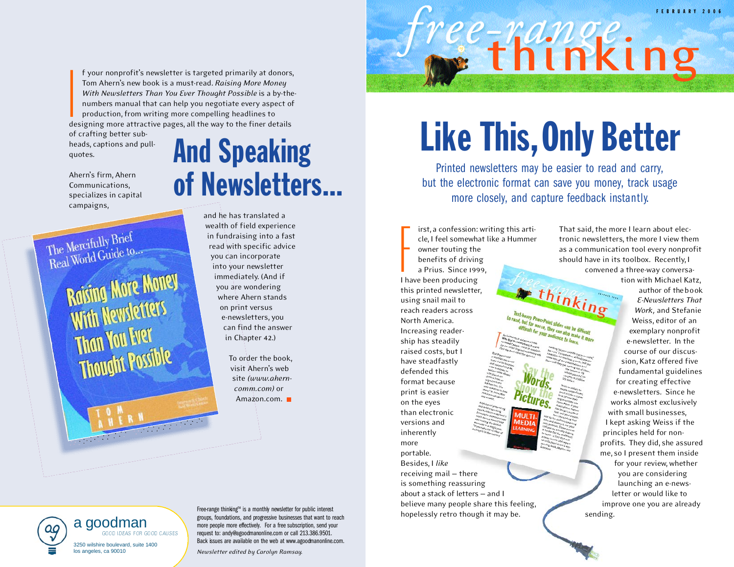# free-range thinking

FEBRUARY 2006

# Like This, Only Better

Printed newsletters may be easier to read and carry, but the electronic format can save you money, track usage more closely, and capture feedback instantly.

First, a confession: writing this article, I feel somewhat like a Hummer owner touting the benefits of driving a Prius. Since 1999, I have been producing this printed newsletter, using snail mail to reach readers across North America. Increasing readership has steadily raised costs, but I have steadfastly defended this format because print is easier on the eyes than electronic versions and inherently more portable. Besides, I *like* receiving mail – there is something reassuring about a stack of letters – and I believe many people share this feeling, hopelessly retro though it may be.

That said, the more I learn about electronic newsletters, the more I view them as a communication tool every nonprofit should have in its toolbox. Recently, I convened a three-way conversation with Michael Katz, author of the book *E-Newsletters That Work*, and Stefanie Weiss, editor of an exemplary nonprofit e-newsletter. In the course of our discussion, Katz offered five fundamental guidelines for creating effective e-newsletters. Since he works almost exclusively with small businesses, I kept asking Weiss if the principles held for nonprofits. They did, she assured me, so I present them inside for your review, whether you are considering launching an e-newsletter or would like to improve one you are already sending.

## And Speaking of Newsletters...

If your nonprofit's newsletter is targeted primarily at donors, Tom Ahern's new book is a must-read. *Raising More Money With Newsletters Than You Ever Thought Possible* is a by-the-numbers manual that can help you negotiate every aspect of production, from writing more compelling headlines to designing more attractive pages, all the way to the finer details of crafting better subheads, captions and pull-quotes.

Ahern's firm, Ahern Communications, specializes in capital campaigns, and he has translated a wealth of field experience in fundraising into a fast read with specific advice you can incorporate into your newsletter immediately. (And if you are wondering where Ahern stands on print versus e-newsletters, you can find the answer in Chapter 42.)

To order the book, visit Ahern's web site *(www.ahern-comm.com)* or Amazon.com.

**a goodman** GOOD IDEAS FOR GOOD CAUSES
3250 wilshire boulevard, suite 1400
los angeles, ca 90010

Free-range thinking™ is a monthly newsletter for public interest groups, foundations, and progressive businesses that want to reach more people more effectively. For a free subscription, send your request to: andy@agoodmanonline.com or call 213.386.9501. Back issues are available on the web at www.agoodmanonline.com.

*Newsletter edited by Carolyn Ramsay.*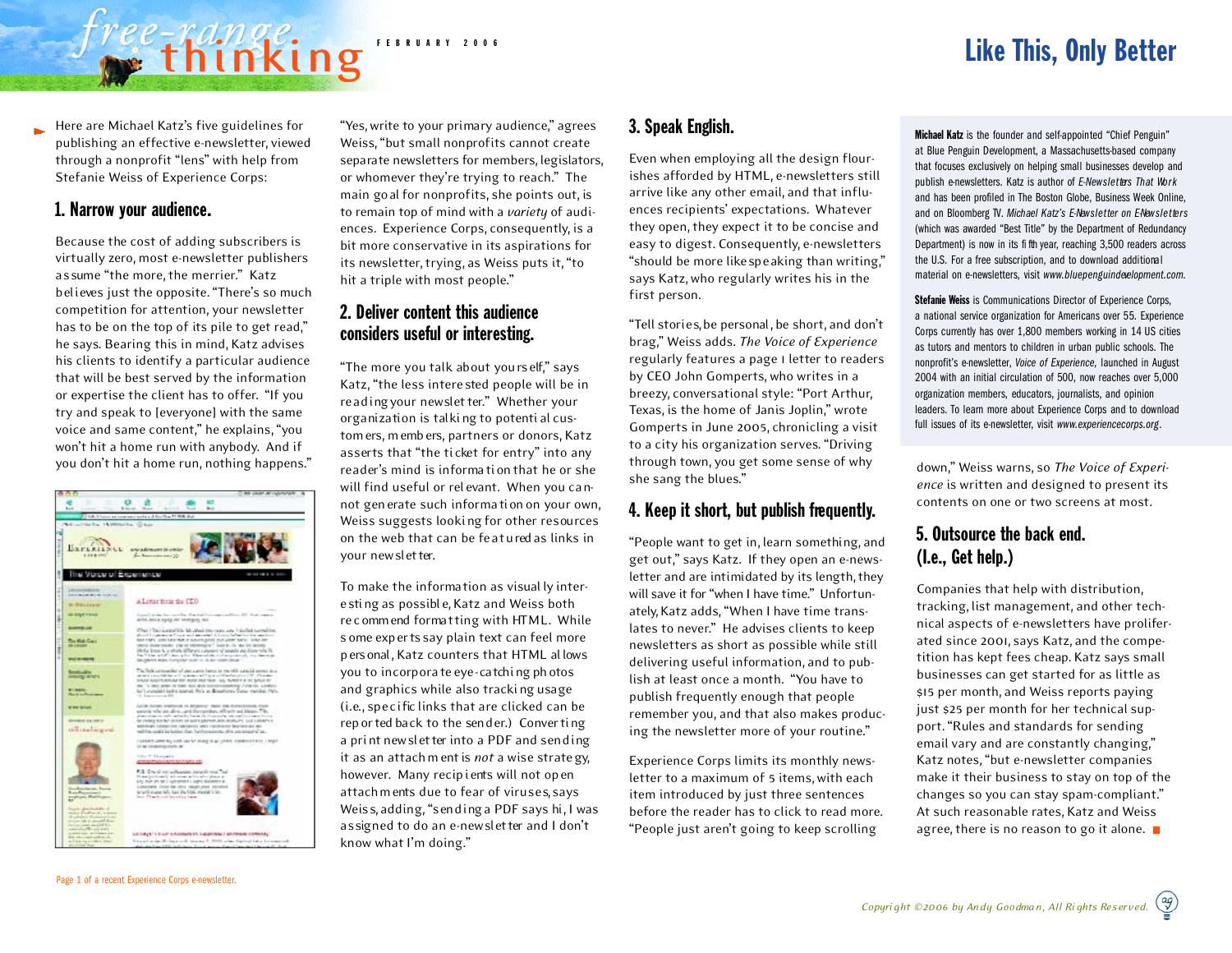# Like This, Only Better

Here are Michael Katz's five guidelines for publishing an effective e-newsletter, viewed through a nonprofit "lens" with help from Stefanie Weiss of Experience Corps:

## 1. Narrow your audience.

Because the cost of adding subscribers is virtually zero, most e-newsletter publishers assume "the more, the merrier." Katz believes just the opposite. "There's so much competition for attention, your newsletter has to be on the top of its pile to get read," he says. Bearing this in mind, Katz advises his clients to identify a particular audience that will be best served by the information or expertise the client has to offer. "If you try and speak to [everyone] with the same voice and same content," he explains, "you won't hit a home run with anybody. And if you don't hit a home run, nothing happens."

Page 1 of a recent Experience Corps e-newsletter.

"Yes, write to your primary audience," agrees Weiss, "but small nonprofits cannot create separate newsletters for members, legislators, or whomever they're trying to reach." The main goal for nonprofits, she points out, is to remain top of mind with a *variety* of audiences. Experience Corps, consequently, is a bit more conservative in its aspirations for its newsletter, trying, as Weiss puts it, "to hit a triple with most people."

## 2. Deliver content this audience considers useful or interesting.

"The more you talk about yourself," says Katz, "the less interested people will be in reading your newsletter." Whether your organization is talking to potential customers, members, partners or donors, Katz asserts that "the ticket for entry" into any reader's mind is information that he or she will find useful or relevant. When you cannot generate such information on your own, Weiss suggests looking for other resources on the web that can be featured as links in your newsletter.

To make the information as visually interesting as possible, Katz and Weiss both recommend formatting with HTML. While some experts say plain text can feel more personal, Katz counters that HTML allows you to incorporate eye-catching photos and graphics while also tracking usage (i.e., specific links that are clicked can be reported back to the sender.) Converting a print newsletter into a PDF and sending it as an attachment is *not* a wise strategy, however. Many recipients will not open attachments due to fear of viruses, says Weiss, adding, "sending a PDF says hi, I was assigned to do an e-newsletter and I don't know what I'm doing."

## 3. Speak English.

Even when employing all the design flourishes afforded by HTML, e-newsletters still arrive like any other email, and that influences recipients' expectations. Whatever they open, they expect it to be concise and easy to digest. Consequently, e-newsletters "should be more like speaking than writing," says Katz, who regularly writes his in the first person.

"Tell stories, be personal, be short, and don't brag," Weiss adds. *The Voice of Experience* regularly features a page 1 letter to readers by CEO John Gomperts, who writes in a breezy, conversational style: "Port Arthur, Texas, is the home of Janis Joplin," wrote Gomperts in June 2005, chronicling a visit to a city his organization serves. "Driving through town, you get some sense of why she sang the blues."

## 4. Keep it short, but publish frequently.

"People want to get in, learn something, and get out," says Katz. If they open an e-newsletter and are intimidated by its length, they will save it for "when I have time." Unfortunately, Katz adds, "When I have time translates to never." He advises clients to keep newsletters as short as possible while still delivering useful information, and to publish at least once a month. "You have to publish frequently enough that people remember you, and that also makes producing the newsletter more of your routine."

Experience Corps limits its monthly newsletter to a maximum of 5 items, with each item introduced by just three sentences before the reader has to click to read more. "People just aren't going to keep scrolling down," Weiss warns, so *The Voice of Experience* is written and designed to present its contents on one or two screens at most.

## 5. Outsource the back end. (I.e., Get help.)

Companies that help with distribution, tracking, list management, and other technical aspects of e-newsletters have proliferated since 2001, says Katz, and the competition has kept fees cheap. Katz says small businesses can get started for as little as $15 per month, and Weiss reports paying just $25 per month for her technical support. "Rules and standards for sending email vary and are constantly changing," Katz notes, "but e-newsletter companies make it their business to stay on top of the changes so you can stay spam-compliant." At such reasonable rates, Katz and Weiss agree, there is no reason to go it alone.

---

**Michael Katz** is the founder and self-appointed "Chief Penguin" at Blue Penguin Development, a Massachusetts-based company that focuses exclusively on helping small businesses develop and publish e-newsletters. Katz is author of *E-Newsletters That Work* and has been profiled in The Boston Globe, Business Week Online, and on Bloomberg TV. *Michael Katz's E-Newsletter on E-Newsletters* (which was awarded "Best Title" by the Department of Redundancy Department) is now in its fifth year, reaching 3,500 readers across the U.S. For a free subscription, and to download additional material on e-newsletters, visit *www.bluepenguindevelopment.com*.

**Stefanie Weiss** is Communications Director of Experience Corps, a national service organization for Americans over 55. Experience Corps currently has over 1,800 members working in 14 US cities as tutors and mentors to children in urban public schools. The nonprofit's e-newsletter, *Voice of Experience*, launched in August 2004 with an initial circulation of 500, now reaches over 5,000 organization members, educators, journalists, and opinion leaders. To learn more about Experience Corps and to download full issues of its e-newsletter, visit *www.experiencecorps.org*.

*Copyright ©2006 by Andy Goodman, All Rights Reserved.*